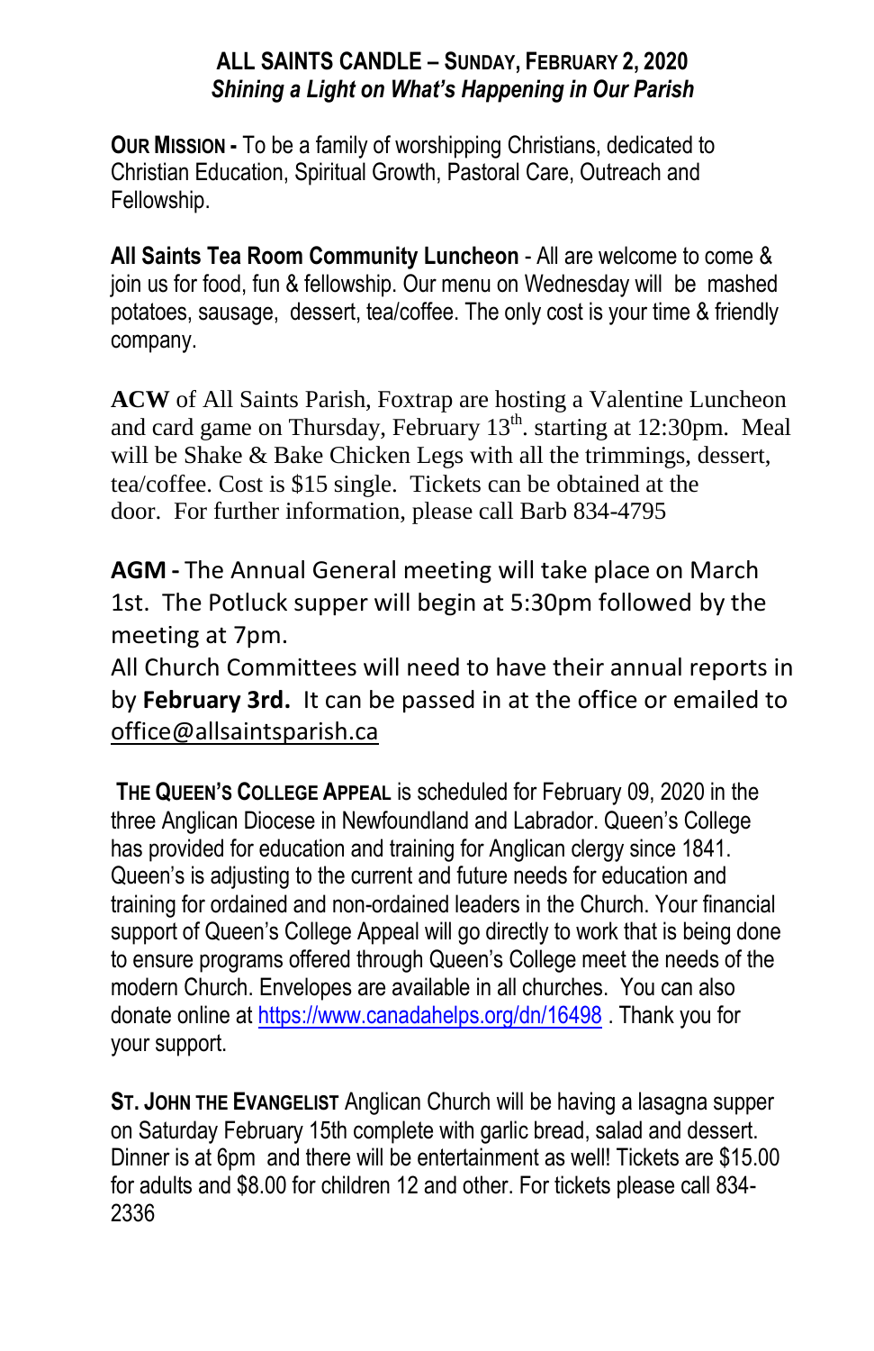## ALL SAINTS CANDLE – SUNDAY, FEBRUARY 2, 2020

***Shining a Light on What's Happening in Our Parish***

**OUR MISSION -** To be a family of worshipping Christians, dedicated to Christian Education, Spiritual Growth, Pastoral Care, Outreach and Fellowship.

**All Saints Tea Room Community Luncheon** - All are welcome to come & join us for food, fun & fellowship. Our menu on Wednesday will be mashed potatoes, sausage, dessert, tea/coffee. The only cost is your time & friendly company.

**ACW** of All Saints Parish, Foxtrap are hosting a Valentine Luncheon and card game on Thursday, February 13th. starting at 12:30pm. Meal will be Shake & Bake Chicken Legs with all the trimmings, dessert, tea/coffee. Cost is $15 single. Tickets can be obtained at the door. For further information, please call Barb 834-4795

**AGM -** The Annual General meeting will take place on March 1st. The Potluck supper will begin at 5:30pm followed by the meeting at 7pm.

All Church Committees will need to have their annual reports in by **February 3rd.** It can be passed in at the office or emailed to office@allsaintsparish.ca

**THE QUEEN'S COLLEGE APPEAL** is scheduled for February 09, 2020 in the three Anglican Diocese in Newfoundland and Labrador. Queen's College has provided for education and training for Anglican clergy since 1841. Queen's is adjusting to the current and future needs for education and training for ordained and non-ordained leaders in the Church. Your financial support of Queen's College Appeal will go directly to work that is being done to ensure programs offered through Queen's College meet the needs of the modern Church. Envelopes are available in all churches. You can also donate online at https://www.canadahelps.org/dn/16498 . Thank you for your support.

**ST. JOHN THE EVANGELIST** Anglican Church will be having a lasagna supper on Saturday February 15th complete with garlic bread, salad and dessert. Dinner is at 6pm and there will be entertainment as well! Tickets are $15.00 for adults and $8.00 for children 12 and other. For tickets please call 834-2336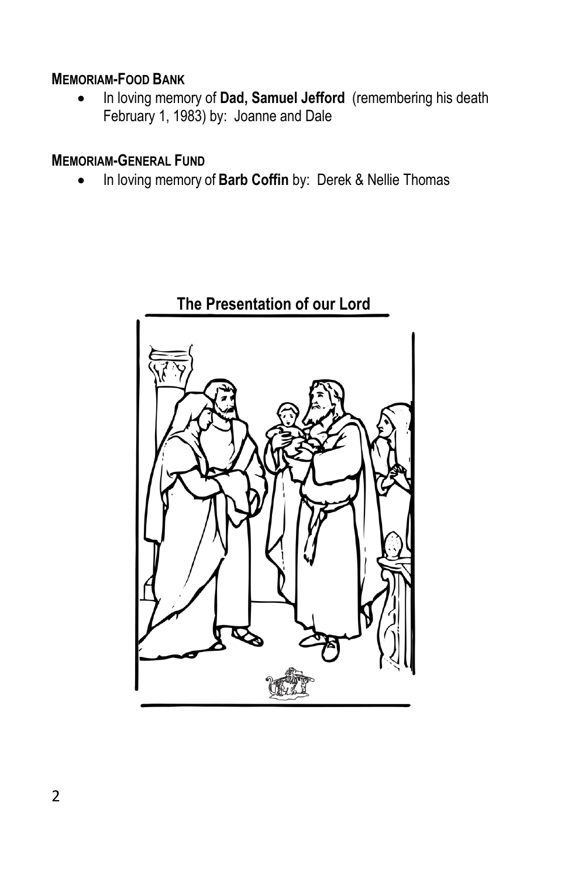**MEMORIAM-FOOD BANK**

- In loving memory of **Dad, Samuel Jefford** (remembering his death February 1, 1983) by: Joanne and Dale

**MEMORIAM-GENERAL FUND**

- In loving memory of **Barb Coffin** by: Derek & Nellie Thomas

**The Presentation of our Lord**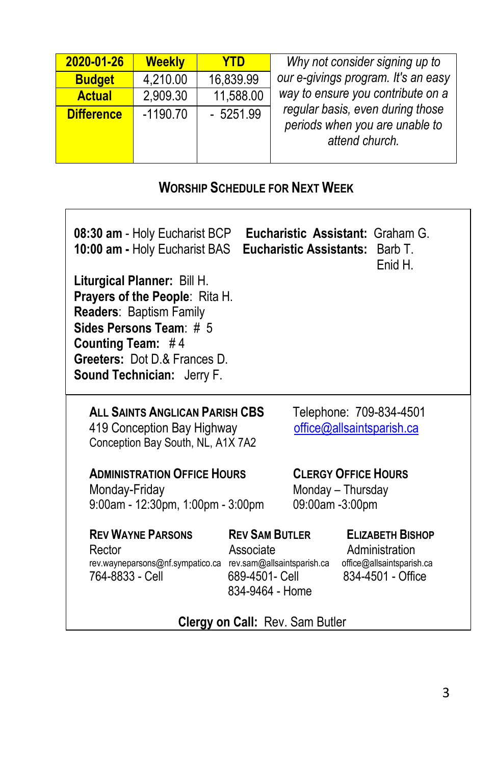| 2020-01-26 | Weekly | YTD |
|---|---|---|
| Budget | 4,210.00 | 16,839.99 |
| Actual | 2,909.30 | 11,588.00 |
| Difference | -1190.70 | - 5251.99 |

*Why not consider signing up to our e-givings program. It's an easy way to ensure you contribute on a regular basis, even during those periods when you are unable to attend church.*

## WORSHIP SCHEDULE FOR NEXT WEEK

**08:30 am** - Holy Eucharist BCP **Eucharistic Assistant:** Graham G.
**10:00 am -** Holy Eucharist BAS **Eucharistic Assistants:** Barb T., Enid H.

**Liturgical Planner:** Bill H.
**Prayers of the People**: Rita H.
**Readers**: Baptism Family
**Sides Persons Team**: # 5
**Counting Team:** # 4
**Greeters:** Dot D.& Frances D.
**Sound Technician:** Jerry F.

**ALL SAINTS ANGLICAN PARISH CBS**
419 Conception Bay Highway
Conception Bay South, NL, A1X 7A2

Telephone: 709-834-4501
office@allsaintsparish.ca

**ADMINISTRATION OFFICE HOURS**
Monday-Friday
9:00am - 12:30pm, 1:00pm - 3:00pm

**CLERGY OFFICE HOURS**
Monday – Thursday
09:00am -3:00pm

**REV WAYNE PARSONS**
Rector
rev.wayneparsons@nf.sympatico.ca
764-8833 - Cell

**REV SAM BUTLER**
Associate
rev.sam@allsaintsparish.ca
689-4501- Cell
834-9464 - Home

**ELIZABETH BISHOP**
Administration
office@allsaintsparish.ca
834-4501 - Office

**Clergy on Call:** Rev. Sam Butler